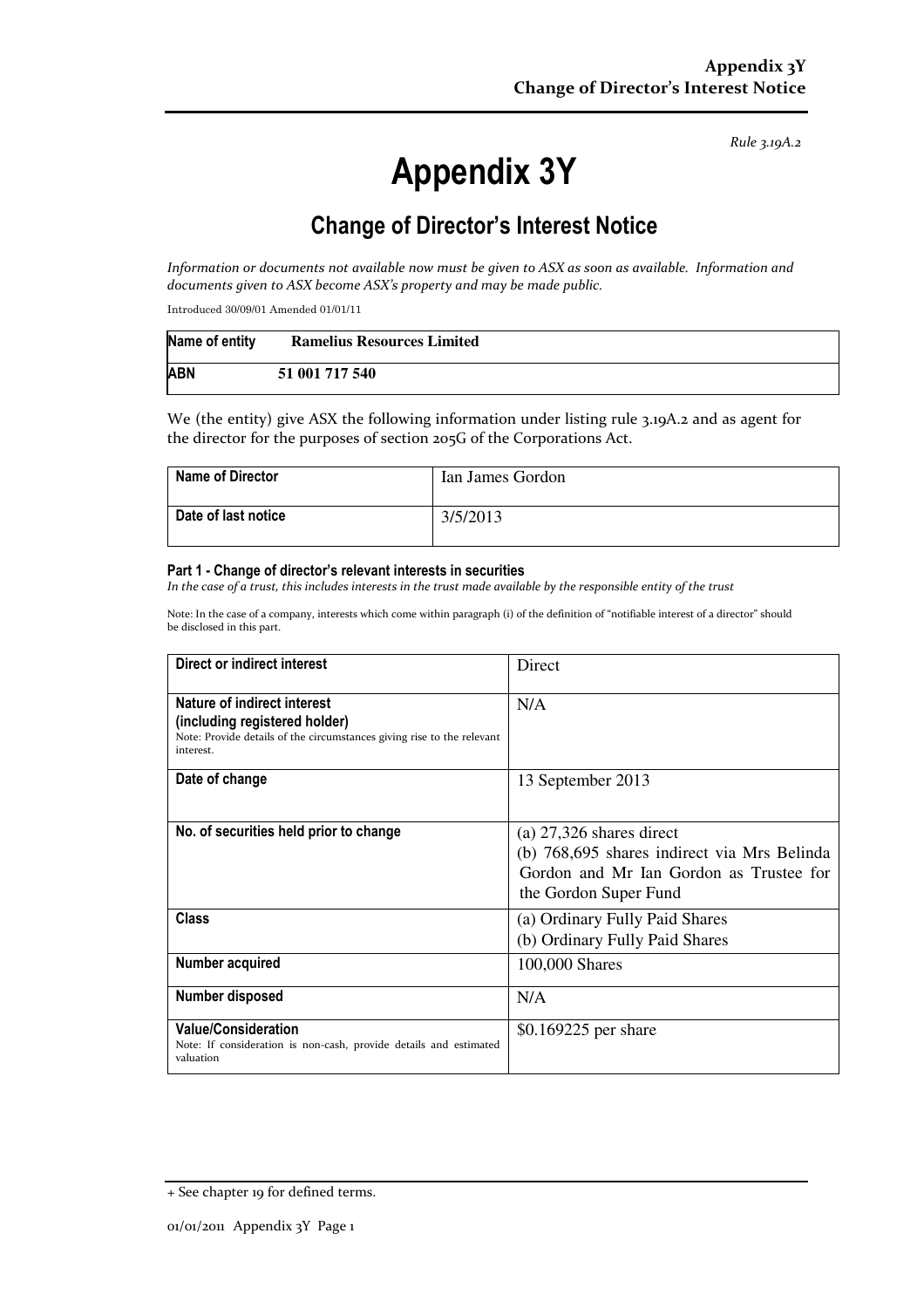*Rule 3.19A.2*

# Appendix 3Y

## Change of Director's Interest Notice

*Information or documents not available now must be given to ASX as soon as available. Information and documents given to ASX become ASX's property and may be made public.*

Introduced 30/09/01 Amended 01/01/11

| Name of entity | Ramelius Resources Limited |
|---|---|
| ABN | 51 001 717 540 |

We (the entity) give ASX the following information under listing rule 3.19A.2 and as agent for the director for the purposes of section 205G of the Corporations Act.

| Name of Director | Ian James Gordon |
|---|---|
| Date of last notice | 3/5/2013 |

#### Part 1 - Change of director's relevant interests in securities

*In the case of a trust, this includes interests in the trust made available by the responsible entity of the trust*

Note: In the case of a company, interests which come within paragraph (i) of the definition of "notifiable interest of a director" should be disclosed in this part.

| Direct or indirect interest | Direct |
|---|---|
| **Nature of indirect interest (including registered holder)**<br>Note: Provide details of the circumstances giving rise to the relevant interest. | N/A |
| **Date of change** | 13 September 2013 |
| **No. of securities held prior to change** | (a) 27,326 shares direct<br>(b) 768,695 shares indirect via Mrs Belinda Gordon and Mr Ian Gordon as Trustee for the Gordon Super Fund |
| **Class** | (a) Ordinary Fully Paid Shares<br>(b) Ordinary Fully Paid Shares |
| **Number acquired** | 100,000 Shares |
| **Number disposed** | N/A |
| **Value/Consideration**<br>Note: If consideration is non-cash, provide details and estimated valuation | $0.169225 per share |

+ See chapter 19 for defined terms.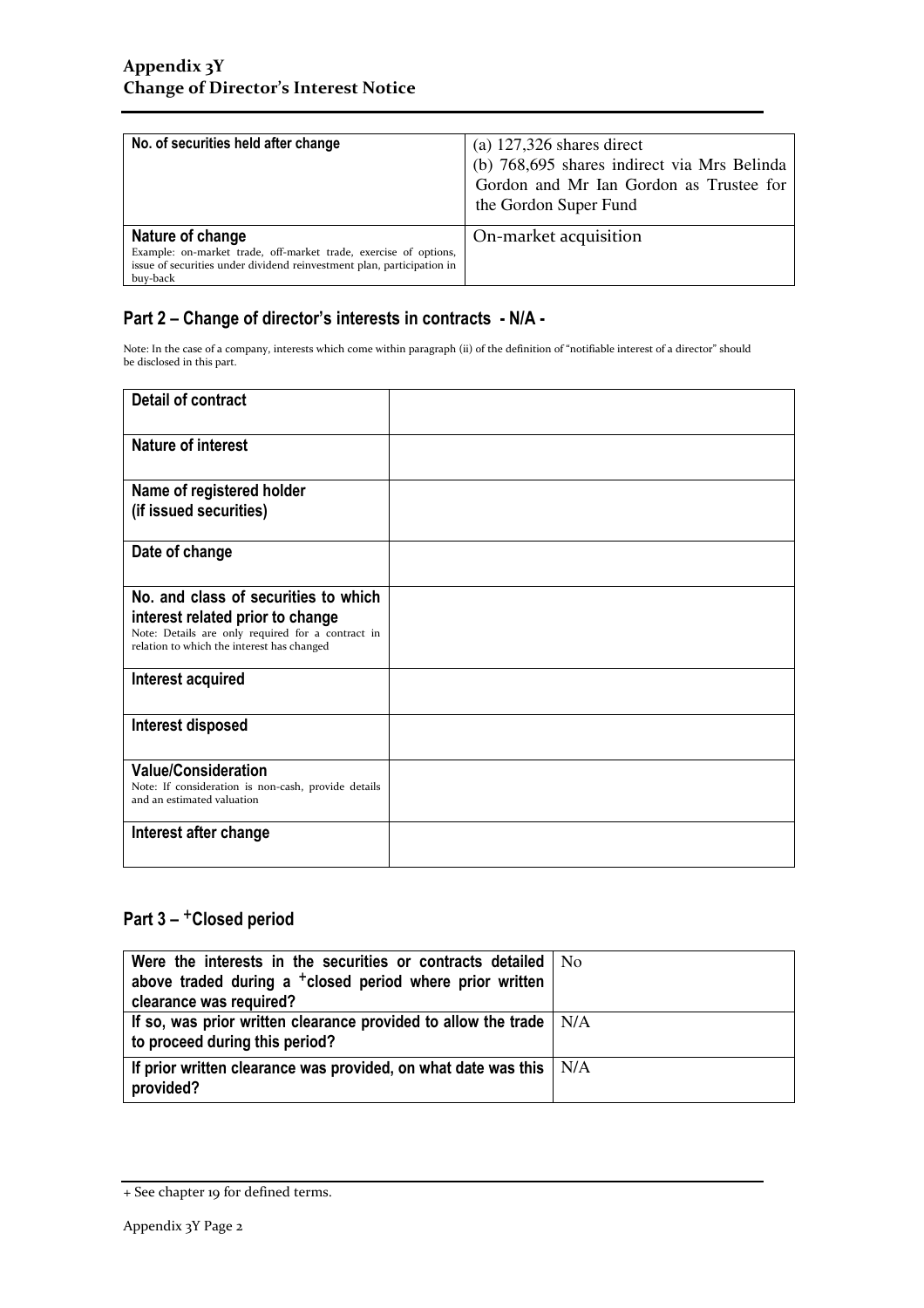| | |
|---|---|
| **No. of securities held after change** | (a) 127,326 shares direct<br>(b) 768,695 shares indirect via Mrs Belinda Gordon and Mr Ian Gordon as Trustee for the Gordon Super Fund |
| **Nature of change**<br>Example: on-market trade, off-market trade, exercise of options, issue of securities under dividend reinvestment plan, participation in buy-back | On-market acquisition |

## Part 2 – Change of director's interests in contracts - N/A -

Note: In the case of a company, interests which come within paragraph (ii) of the definition of "notifiable interest of a director" should be disclosed in this part.

| | |
|---|---|
| **Detail of contract** | |
| **Nature of interest** | |
| **Name of registered holder (if issued securities)** | |
| **Date of change** | |
| **No. and class of securities to which interest related prior to change**<br>Note: Details are only required for a contract in relation to which the interest has changed | |
| **Interest acquired** | |
| **Interest disposed** | |
| **Value/Consideration**<br>Note: If consideration is non-cash, provide details and an estimated valuation | |
| **Interest after change** | |

## Part 3 – +Closed period

| | |
|---|---|
| **Were the interests in the securities or contracts detailed above traded during a +closed period where prior written clearance was required?** | No |
| **If so, was prior written clearance provided to allow the trade to proceed during this period?** | N/A |
| **If prior written clearance was provided, on what date was this provided?** | N/A |

+ See chapter 19 for defined terms.